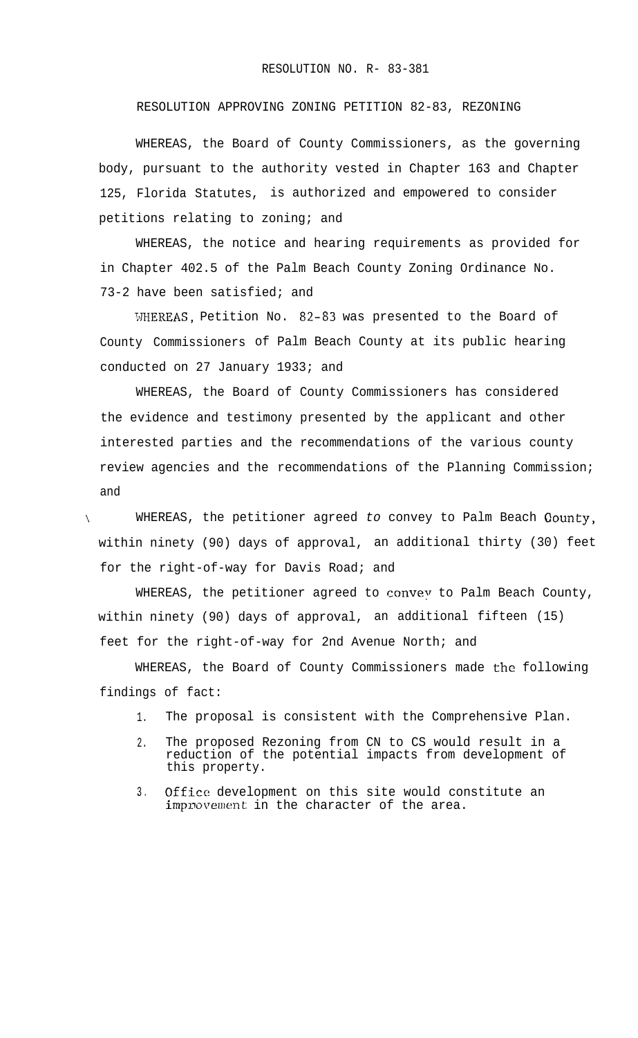RESOLUTION NO. R- 83-381

RESOLUTION APPROVING ZONING PETITION 82-83, REZONING

WHEREAS, the Board of County Commissioners, as the governing body, pursuant to the authority vested in Chapter 163 and Chapter 125, Florida Statutes, is authorized and empowered to consider petitions relating to zoning; and

WHEREAS, the notice and hearing requirements as provided for in Chapter 402.5 of the Palm Beach County Zoning Ordinance No. 73-2 have been satisfied; and

WHEREAS, Petition No. 82-83 was presented to the Board of County Commissioners of Palm Beach County at its public hearing conducted on 27 January 1933; and

WHEREAS, the Board of County Commissioners has considered the evidence and testimony presented by the applicant and other interested parties and the recommendations of the various county review agencies and the recommendations of the Planning Commission; and

WHEREAS, the petitioner agreed *to* convey to Palm Beach County, within ninety (90) days of approval, an additional thirty (30) feet for the right-of-way for Davis Road; and

WHEREAS, the petitioner agreed to convey to Palm Beach County, within ninety (90) days of approval, an additional fifteen (15) feet for the right-of-way for 2nd Avenue North; and

WHEREAS, the Board of County Commissioners made the following findings of fact:

1. The proposal is consistent with the Comprehensive Plan.
2. The proposed Rezoning from CN to CS would result in a reduction of the potential impacts from development of this property.
3. Office development on this site would constitute an improvement in the character of the area.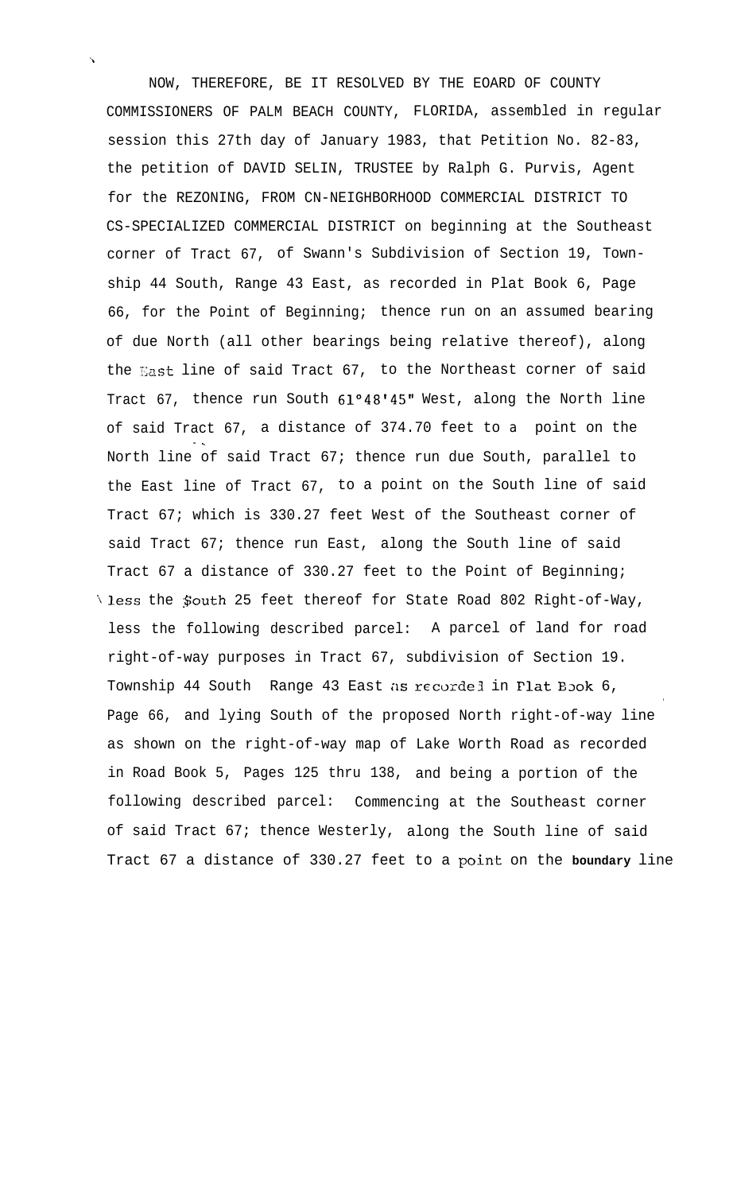NOW, THEREFORE, BE IT RESOLVED BY THE EOARD OF COUNTY COMMISSIONERS OF PALM BEACH COUNTY, FLORIDA, assembled in regular session this 27th day of January 1983, that Petition No. 82-83, the petition of DAVID SELIN, TRUSTEE by Ralph G. Purvis, Agent for the REZONING, FROM CN-NEIGHBORHOOD COMMERCIAL DISTRICT TO CS-SPECIALIZED COMMERCIAL DISTRICT on beginning at the Southeast corner of Tract 67, of Swann's Subdivision of Section 19, Township 44 South, Range 43 East, as recorded in Plat Book 6, Page 66, for the Point of Beginning; thence run on an assumed bearing of due North (all other bearings being relative thereof), along the East line of said Tract 67, to the Northeast corner of said Tract 67, thence run South 61°48'45" West, along the North line of said Tract 67, a distance of 374.70 feet to a point on the North line of said Tract 67; thence run due South, parallel to the East line of Tract 67, to a point on the South line of said Tract 67; which is 330.27 feet West of the Southeast corner of said Tract 67; thence run East, along the South line of said Tract 67 a distance of 330.27 feet to the Point of Beginning; less the South 25 feet thereof for State Road 802 Right-of-Way, less the following described parcel: A parcel of land for road right-of-way purposes in Tract 67, subdivision of Section 19. Township 44 South Range 43 East as recorded in Plat Book 6, Page 66, and lying South of the proposed North right-of-way line as shown on the right-of-way map of Lake Worth Road as recorded in Road Book 5, Pages 125 thru 138, and being a portion of the following described parcel: Commencing at the Southeast corner of said Tract 67; thence Westerly, along the South line of said Tract 67 a distance of 330.27 feet to a point on the **boundary** line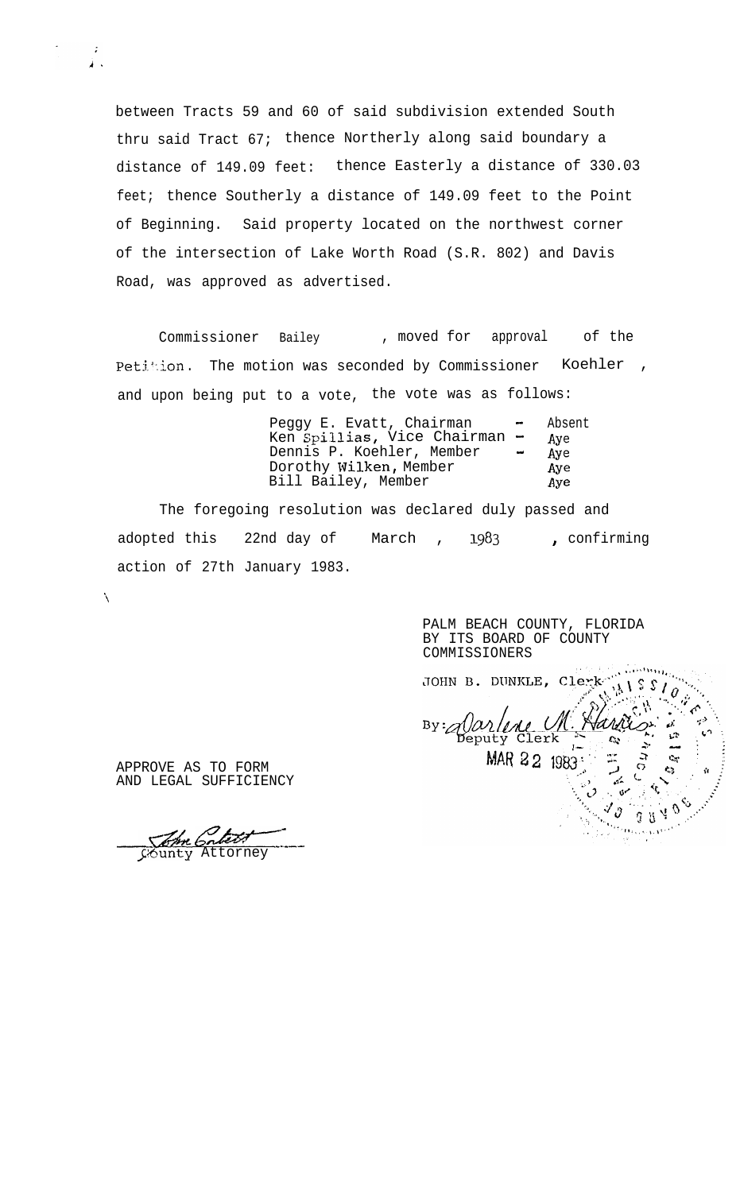between Tracts 59 and 60 of said subdivision extended South thru said Tract 67; thence Northerly along said boundary a distance of 149.09 feet: thence Easterly a distance of 330.03 feet; thence Southerly a distance of 149.09 feet to the Point of Beginning. Said property located on the northwest corner of the intersection of Lake Worth Road (S.R. 802) and Davis Road, was approved as advertised.

Commissioner Bailey, moved for approval of the Petition. The motion was seconded by Commissioner Koehler, and upon being put to a vote, the vote was as follows:

| | | |
|---|---|---|
| Peggy E. Evatt, Chairman | - | Absent |
| Ken Spillias, Vice Chairman | - | Aye |
| Dennis P. Koehler, Member | - | Aye |
| Dorothy Wilken, Member | | Aye |
| Bill Bailey, Member | | Aye |

The foregoing resolution was declared duly passed and adopted this 22nd day of March, 1983, confirming action of 27th January 1983.

PALM BEACH COUNTY, FLORIDA
BY ITS BOARD OF COUNTY
COMMISSIONERS

JOHN B. DUNKLE, Clerk

By: Darlene M. Harris
Deputy Clerk

MAR 22 1983

APPROVE AS TO FORM
AND LEGAL SUFFICIENCY

John Corbett
County Attorney